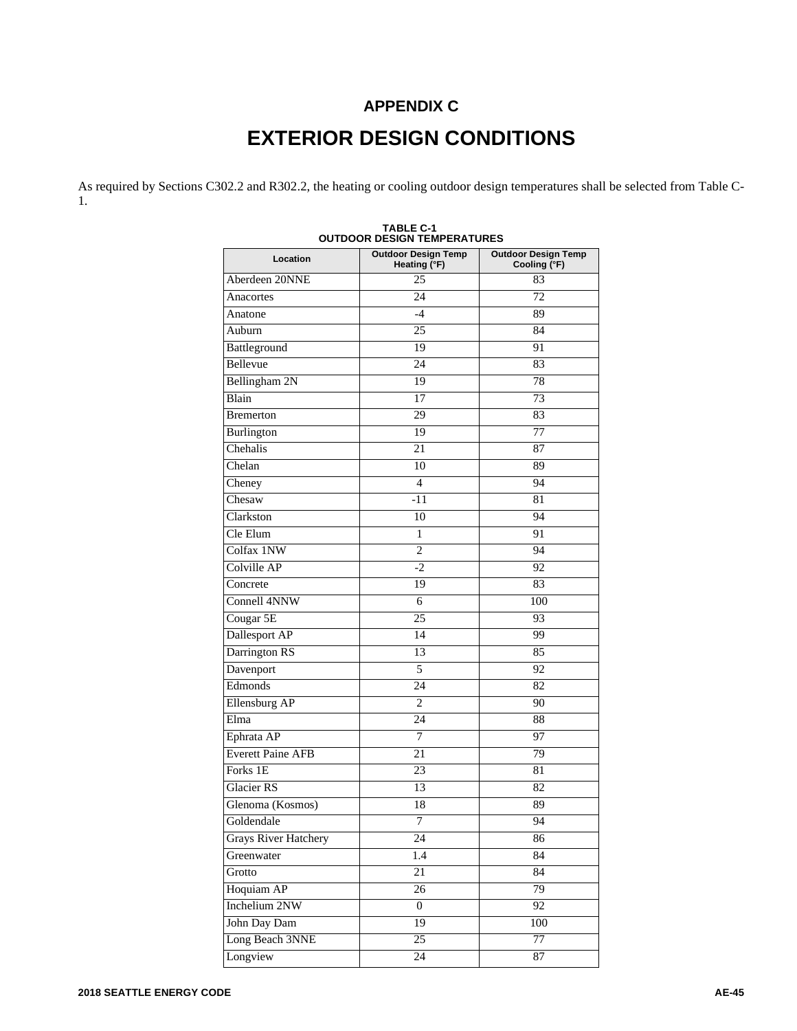# APPENDIX C

# EXTERIOR DESIGN CONDITIONS

As required by Sections C302.2 and R302.2, the heating or cooling outdoor design temperatures shall be selected from Table C-1.

**TABLE C-1**
**OUTDOOR DESIGN TEMPERATURES**

| Location | Outdoor Design Temp Heating (°F) | Outdoor Design Temp Cooling (°F) |
|---|---|---|
| Aberdeen 20NNE | 25 | 83 |
| Anacortes | 24 | 72 |
| Anatone | -4 | 89 |
| Auburn | 25 | 84 |
| Battleground | 19 | 91 |
| Bellevue | 24 | 83 |
| Bellingham 2N | 19 | 78 |
| Blain | 17 | 73 |
| Bremerton | 29 | 83 |
| Burlington | 19 | 77 |
| Chehalis | 21 | 87 |
| Chelan | 10 | 89 |
| Cheney | 4 | 94 |
| Chesaw | -11 | 81 |
| Clarkston | 10 | 94 |
| Cle Elum | 1 | 91 |
| Colfax 1NW | 2 | 94 |
| Colville AP | -2 | 92 |
| Concrete | 19 | 83 |
| Connell 4NNW | 6 | 100 |
| Cougar 5E | 25 | 93 |
| Dallesport AP | 14 | 99 |
| Darrington RS | 13 | 85 |
| Davenport | 5 | 92 |
| Edmonds | 24 | 82 |
| Ellensburg AP | 2 | 90 |
| Elma | 24 | 88 |
| Ephrata AP | 7 | 97 |
| Everett Paine AFB | 21 | 79 |
| Forks 1E | 23 | 81 |
| Glacier RS | 13 | 82 |
| Glenoma (Kosmos) | 18 | 89 |
| Goldendale | 7 | 94 |
| Grays River Hatchery | 24 | 86 |
| Greenwater | 1.4 | 84 |
| Grotto | 21 | 84 |
| Hoquiam AP | 26 | 79 |
| Inchelium 2NW | 0 | 92 |
| John Day Dam | 19 | 100 |
| Long Beach 3NNE | 25 | 77 |
| Longview | 24 | 87 |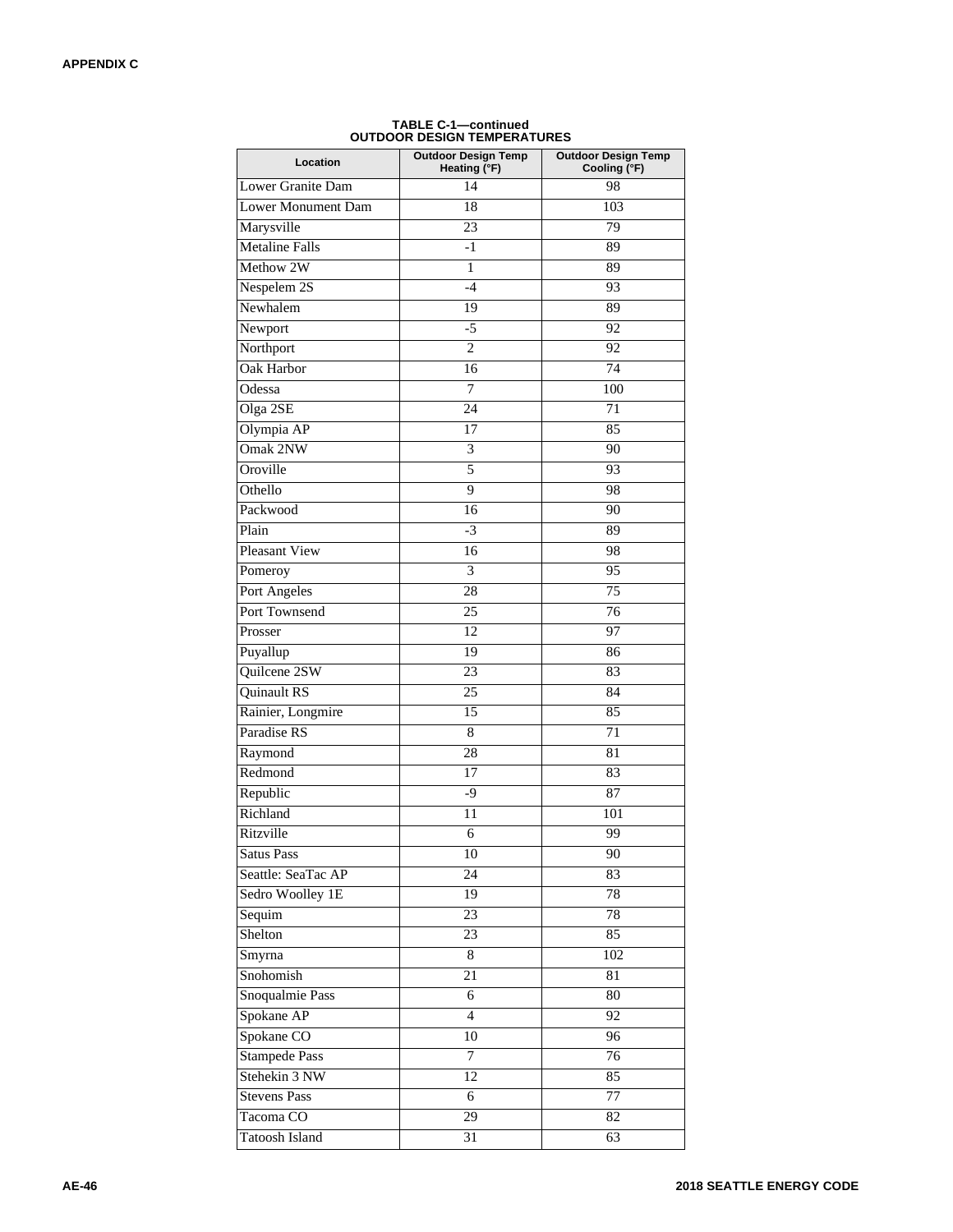**TABLE C-1—continued**
**OUTDOOR DESIGN TEMPERATURES**

| Location | Outdoor Design Temp Heating (°F) | Outdoor Design Temp Cooling (°F) |
|---|---|---|
| Lower Granite Dam | 14 | 98 |
| Lower Monument Dam | 18 | 103 |
| Marysville | 23 | 79 |
| Metaline Falls | -1 | 89 |
| Methow 2W | 1 | 89 |
| Nespelem 2S | -4 | 93 |
| Newhalem | 19 | 89 |
| Newport | -5 | 92 |
| Northport | 2 | 92 |
| Oak Harbor | 16 | 74 |
| Odessa | 7 | 100 |
| Olga 2SE | 24 | 71 |
| Olympia AP | 17 | 85 |
| Omak 2NW | 3 | 90 |
| Oroville | 5 | 93 |
| Othello | 9 | 98 |
| Packwood | 16 | 90 |
| Plain | -3 | 89 |
| Pleasant View | 16 | 98 |
| Pomeroy | 3 | 95 |
| Port Angeles | 28 | 75 |
| Port Townsend | 25 | 76 |
| Prosser | 12 | 97 |
| Puyallup | 19 | 86 |
| Quilcene 2SW | 23 | 83 |
| Quinault RS | 25 | 84 |
| Rainier, Longmire | 15 | 85 |
| Paradise RS | 8 | 71 |
| Raymond | 28 | 81 |
| Redmond | 17 | 83 |
| Republic | -9 | 87 |
| Richland | 11 | 101 |
| Ritzville | 6 | 99 |
| Satus Pass | 10 | 90 |
| Seattle: SeaTac AP | 24 | 83 |
| Sedro Woolley 1E | 19 | 78 |
| Sequim | 23 | 78 |
| Shelton | 23 | 85 |
| Smyrna | 8 | 102 |
| Snohomish | 21 | 81 |
| Snoqualmie Pass | 6 | 80 |
| Spokane AP | 4 | 92 |
| Spokane CO | 10 | 96 |
| Stampede Pass | 7 | 76 |
| Stehekin 3 NW | 12 | 85 |
| Stevens Pass | 6 | 77 |
| Tacoma CO | 29 | 82 |
| Tatoosh Island | 31 | 63 |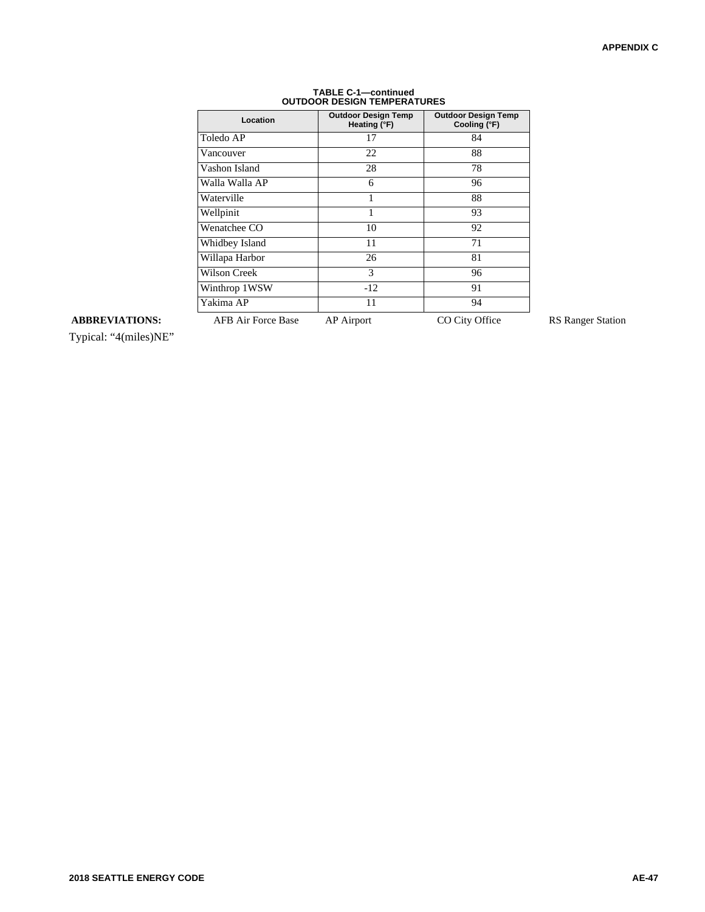**TABLE C-1—continued**
**OUTDOOR DESIGN TEMPERATURES**

| Location | Outdoor Design Temp Heating (°F) | Outdoor Design Temp Cooling (°F) |
|---|---|---|
| Toledo AP | 17 | 84 |
| Vancouver | 22 | 88 |
| Vashon Island | 28 | 78 |
| Walla Walla AP | 6 | 96 |
| Waterville | 1 | 88 |
| Wellpinit | 1 | 93 |
| Wenatchee CO | 10 | 92 |
| Whidbey Island | 11 | 71 |
| Willapa Harbor | 26 | 81 |
| Wilson Creek | 3 | 96 |
| Winthrop 1WSW | -12 | 91 |
| Yakima AP | 11 | 94 |

**ABBREVIATIONS:** AFB Air Force Base AP Airport CO City Office RS Ranger Station

Typical: "4(miles)NE"